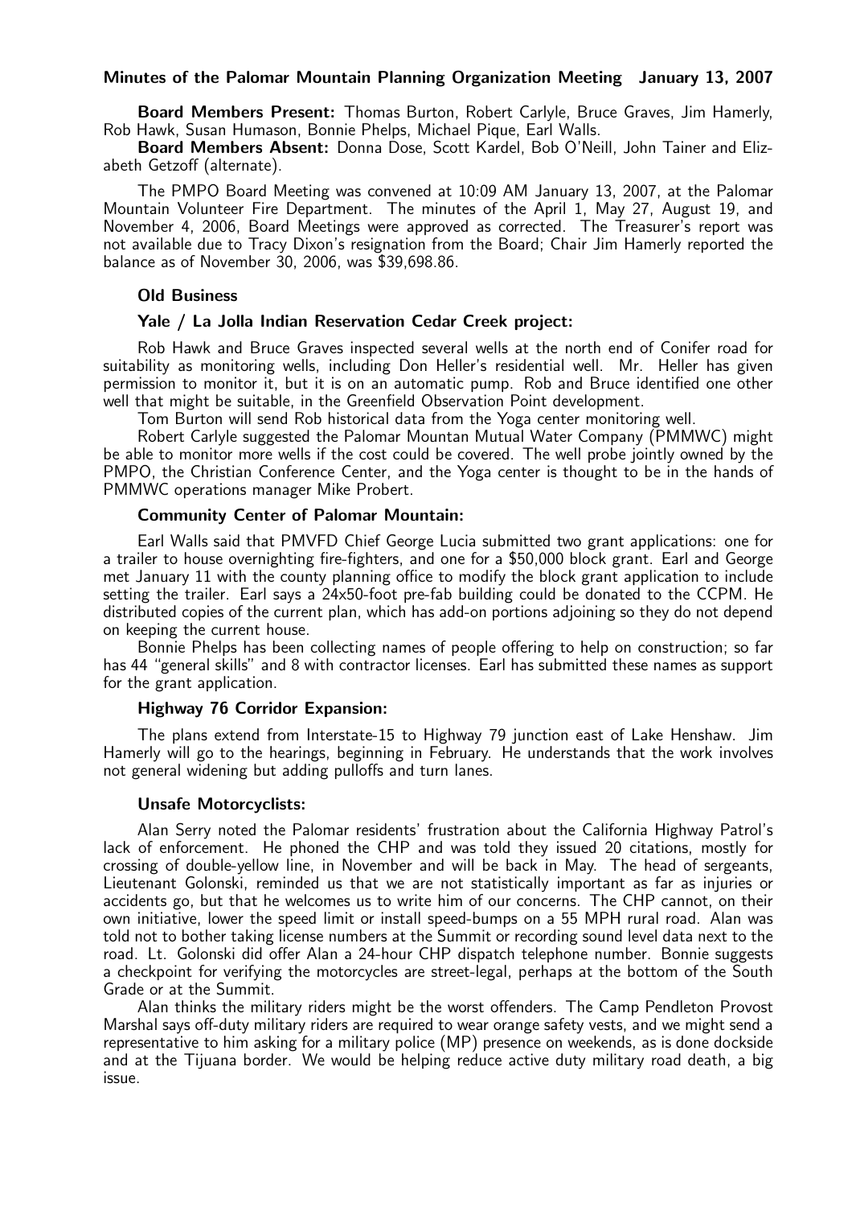**Minutes of the Palomar Mountain Planning Organization Meeting January 13, 2007**

**Board Members Present:** Thomas Burton, Robert Carlyle, Bruce Graves, Jim Hamerly, Rob Hawk, Susan Humason, Bonnie Phelps, Michael Pique, Earl Walls.

**Board Members Absent:** Donna Dose, Scott Kardel, Bob O'Neill, John Tainer and Elizabeth Getzoff (alternate).

The PMPO Board Meeting was convened at 10:09 AM January 13, 2007, at the Palomar Mountain Volunteer Fire Department. The minutes of the April 1, May 27, August 19, and November 4, 2006, Board Meetings were approved as corrected. The Treasurer's report was not available due to Tracy Dixon's resignation from the Board; Chair Jim Hamerly reported the balance as of November 30, 2006, was $39,698.86.

### Old Business

### Yale / La Jolla Indian Reservation Cedar Creek project:

Rob Hawk and Bruce Graves inspected several wells at the north end of Conifer road for suitability as monitoring wells, including Don Heller's residential well. Mr. Heller has given permission to monitor it, but it is on an automatic pump. Rob and Bruce identified one other well that might be suitable, in the Greenfield Observation Point development.

Tom Burton will send Rob historical data from the Yoga center monitoring well.

Robert Carlyle suggested the Palomar Mountan Mutual Water Company (PMMWC) might be able to monitor more wells if the cost could be covered. The well probe jointly owned by the PMPO, the Christian Conference Center, and the Yoga center is thought to be in the hands of PMMWC operations manager Mike Probert.

### Community Center of Palomar Mountain:

Earl Walls said that PMVFD Chief George Lucia submitted two grant applications: one for a trailer to house overnighting fire-fighters, and one for a $50,000 block grant. Earl and George met January 11 with the county planning office to modify the block grant application to include setting the trailer. Earl says a 24x50-foot pre-fab building could be donated to the CCPM. He distributed copies of the current plan, which has add-on portions adjoining so they do not depend on keeping the current house.

Bonnie Phelps has been collecting names of people offering to help on construction; so far has 44 "general skills" and 8 with contractor licenses. Earl has submitted these names as support for the grant application.

### Highway 76 Corridor Expansion:

The plans extend from Interstate-15 to Highway 79 junction east of Lake Henshaw. Jim Hamerly will go to the hearings, beginning in February. He understands that the work involves not general widening but adding pulloffs and turn lanes.

### Unsafe Motorcyclists:

Alan Serry noted the Palomar residents' frustration about the California Highway Patrol's lack of enforcement. He phoned the CHP and was told they issued 20 citations, mostly for crossing of double-yellow line, in November and will be back in May. The head of sergeants, Lieutenant Golonski, reminded us that we are not statistically important as far as injuries or accidents go, but that he welcomes us to write him of our concerns. The CHP cannot, on their own initiative, lower the speed limit or install speed-bumps on a 55 MPH rural road. Alan was told not to bother taking license numbers at the Summit or recording sound level data next to the road. Lt. Golonski did offer Alan a 24-hour CHP dispatch telephone number. Bonnie suggests a checkpoint for verifying the motorcycles are street-legal, perhaps at the bottom of the South Grade or at the Summit.

Alan thinks the military riders might be the worst offenders. The Camp Pendleton Provost Marshal says off-duty military riders are required to wear orange safety vests, and we might send a representative to him asking for a military police (MP) presence on weekends, as is done dockside and at the Tijuana border. We would be helping reduce active duty military road death, a big issue.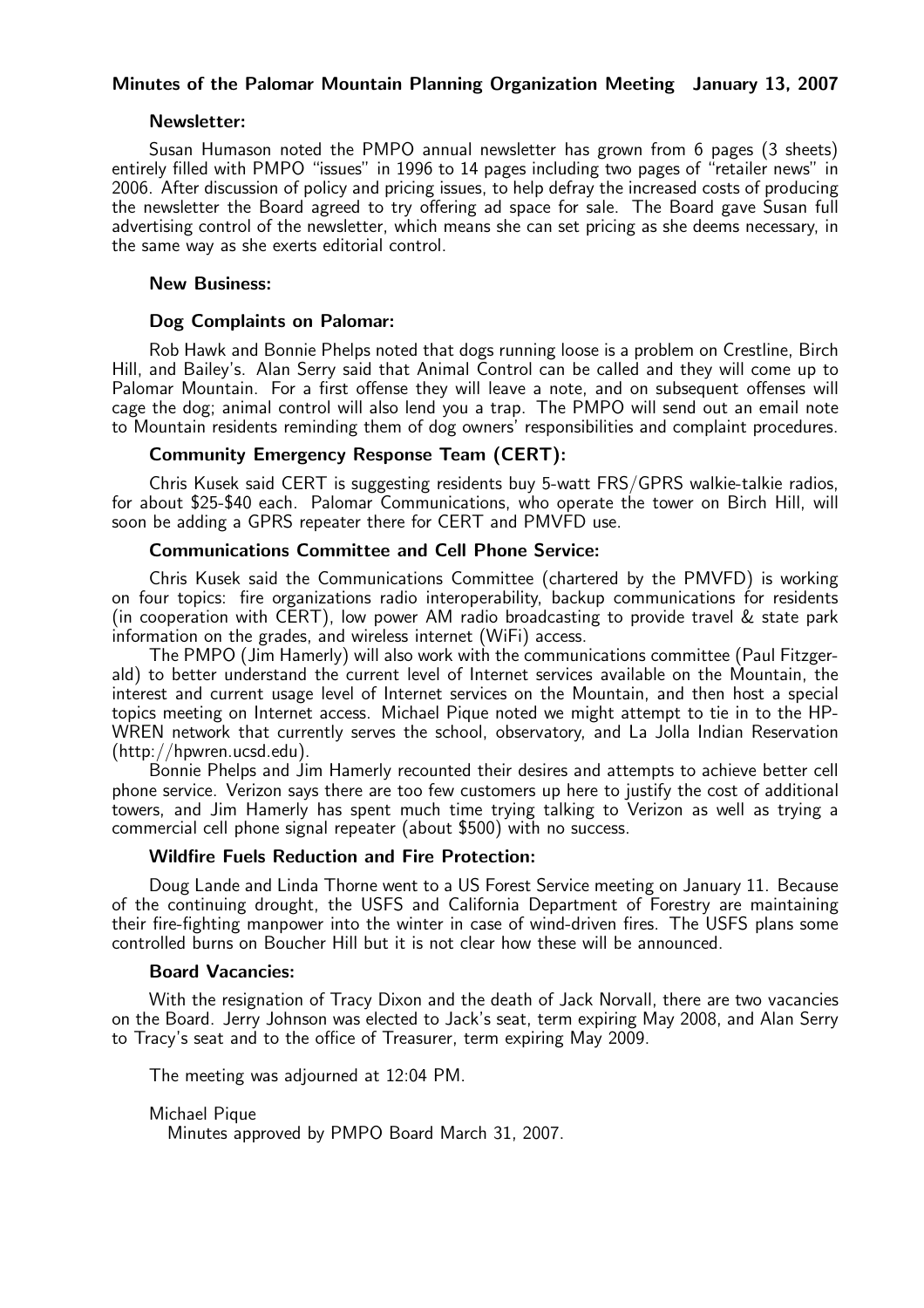# Minutes of the Palomar Mountain Planning Organization Meeting January 13, 2007

### Newsletter:

Susan Humason noted the PMPO annual newsletter has grown from 6 pages (3 sheets) entirely filled with PMPO "issues" in 1996 to 14 pages including two pages of "retailer news" in 2006. After discussion of policy and pricing issues, to help defray the increased costs of producing the newsletter the Board agreed to try offering ad space for sale. The Board gave Susan full advertising control of the newsletter, which means she can set pricing as she deems necessary, in the same way as she exerts editorial control.

### New Business:

### Dog Complaints on Palomar:

Rob Hawk and Bonnie Phelps noted that dogs running loose is a problem on Crestline, Birch Hill, and Bailey's. Alan Serry said that Animal Control can be called and they will come up to Palomar Mountain. For a first offense they will leave a note, and on subsequent offenses will cage the dog; animal control will also lend you a trap. The PMPO will send out an email note to Mountain residents reminding them of dog owners' responsibilities and complaint procedures.

### Community Emergency Response Team (CERT):

Chris Kusek said CERT is suggesting residents buy 5-watt FRS/GPRS walkie-talkie radios, for about $25-$40 each. Palomar Communications, who operate the tower on Birch Hill, will soon be adding a GPRS repeater there for CERT and PMVFD use.

### Communications Committee and Cell Phone Service:

Chris Kusek said the Communications Committee (chartered by the PMVFD) is working on four topics: fire organizations radio interoperability, backup communications for residents (in cooperation with CERT), low power AM radio broadcasting to provide travel & state park information on the grades, and wireless internet (WiFi) access.

The PMPO (Jim Hamerly) will also work with the communications committee (Paul Fitzgerald) to better understand the current level of Internet services available on the Mountain, the interest and current usage level of Internet services on the Mountain, and then host a special topics meeting on Internet access. Michael Pique noted we might attempt to tie in to the HP-WREN network that currently serves the school, observatory, and La Jolla Indian Reservation (http://hpwren.ucsd.edu).

Bonnie Phelps and Jim Hamerly recounted their desires and attempts to achieve better cell phone service. Verizon says there are too few customers up here to justify the cost of additional towers, and Jim Hamerly has spent much time trying talking to Verizon as well as trying a commercial cell phone signal repeater (about $500) with no success.

### Wildfire Fuels Reduction and Fire Protection:

Doug Lande and Linda Thorne went to a US Forest Service meeting on January 11. Because of the continuing drought, the USFS and California Department of Forestry are maintaining their fire-fighting manpower into the winter in case of wind-driven fires. The USFS plans some controlled burns on Boucher Hill but it is not clear how these will be announced.

### Board Vacancies:

With the resignation of Tracy Dixon and the death of Jack Norvall, there are two vacancies on the Board. Jerry Johnson was elected to Jack's seat, term expiring May 2008, and Alan Serry to Tracy's seat and to the office of Treasurer, term expiring May 2009.

The meeting was adjourned at 12:04 PM.

Michael Pique
Minutes approved by PMPO Board March 31, 2007.